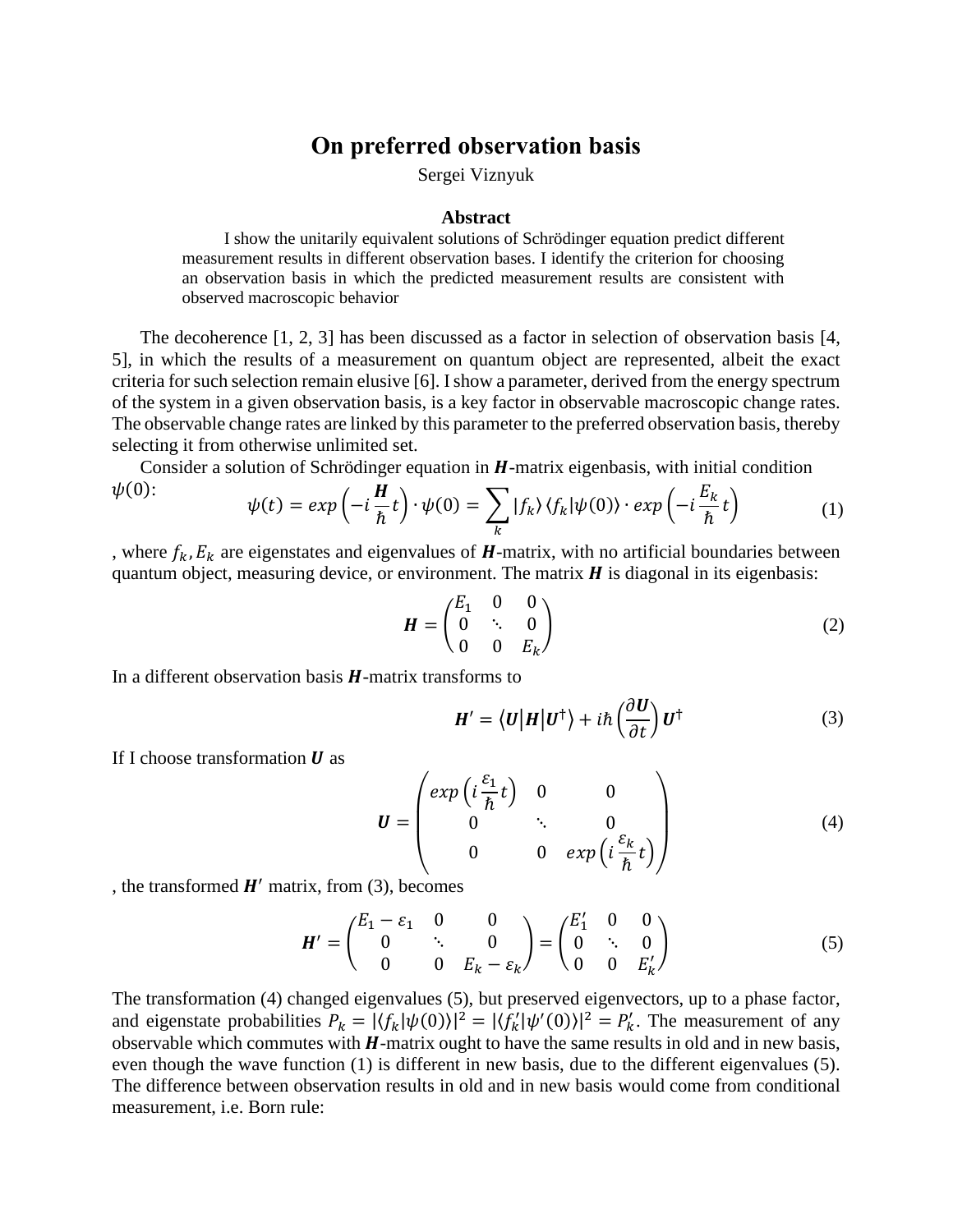# On preferred observation basis

Sergei Viznyuk

**Abstract**

I show the unitarily equivalent solutions of Schrödinger equation predict different measurement results in different observation bases. I identify the criterion for choosing an observation basis in which the predicted measurement results are consistent with observed macroscopic behavior

The decoherence [1, 2, 3] has been discussed as a factor in selection of observation basis [4, 5], in which the results of a measurement on quantum object are represented, albeit the exact criteria for such selection remain elusive [6]. I show a parameter, derived from the energy spectrum of the system in a given observation basis, is a key factor in observable macroscopic change rates. The observable change rates are linked by this parameter to the preferred observation basis, thereby selecting it from otherwise unlimited set.

Consider a solution of Schrödinger equation in $\boldsymbol{H}$-matrix eigenbasis, with initial condition $\psi(0)$:

$$\psi(t) = exp\left(-i\frac{\boldsymbol{H}}{\hbar}t\right) \cdot \psi(0) = \sum_k |f_k\rangle\langle f_k|\psi(0)\rangle \cdot exp\left(-i\frac{E_k}{\hbar}t\right) \tag{1}$$

, where $f_k, E_k$ are eigenstates and eigenvalues of $\boldsymbol{H}$-matrix, with no artificial boundaries between quantum object, measuring device, or environment. The matrix $\boldsymbol{H}$ is diagonal in its eigenbasis:

$$\boldsymbol{H} = \begin{pmatrix} E_1 & 0 & 0 \\ 0 & \ddots & 0 \\ 0 & 0 & E_k \end{pmatrix} \tag{2}$$

In a different observation basis $\boldsymbol{H}$-matrix transforms to

$$\boldsymbol{H}' = \langle \boldsymbol{U}|\boldsymbol{H}|\boldsymbol{U}^\dagger\rangle + i\hbar\left(\frac{\partial \boldsymbol{U}}{\partial t}\right)\boldsymbol{U}^\dagger \tag{3}$$

If I choose transformation $\boldsymbol{U}$ as

$$\boldsymbol{U} = \begin{pmatrix} exp\left(i\frac{\varepsilon_1}{\hbar}t\right) & 0 & 0 \\ 0 & \ddots & 0 \\ 0 & 0 & exp\left(i\frac{\varepsilon_k}{\hbar}t\right) \end{pmatrix} \tag{4}$$

, the transformed $\boldsymbol{H}'$ matrix, from (3), becomes

$$\boldsymbol{H}' = \begin{pmatrix} E_1 - \varepsilon_1 & 0 & 0 \\ 0 & \ddots & 0 \\ 0 & 0 & E_k - \varepsilon_k \end{pmatrix} = \begin{pmatrix} E_1' & 0 & 0 \\ 0 & \ddots & 0 \\ 0 & 0 & E_k' \end{pmatrix} \tag{5}$$

The transformation (4) changed eigenvalues (5), but preserved eigenvectors, up to a phase factor, and eigenstate probabilities $P_k = |\langle f_k|\psi(0)\rangle|^2 = |\langle f_k'|\psi'(0)\rangle|^2 = P_k'$. The measurement of any observable which commutes with $\boldsymbol{H}$-matrix ought to have the same results in old and in new basis, even though the wave function (1) is different in new basis, due to the different eigenvalues (5). The difference between observation results in old and in new basis would come from conditional measurement, i.e. Born rule: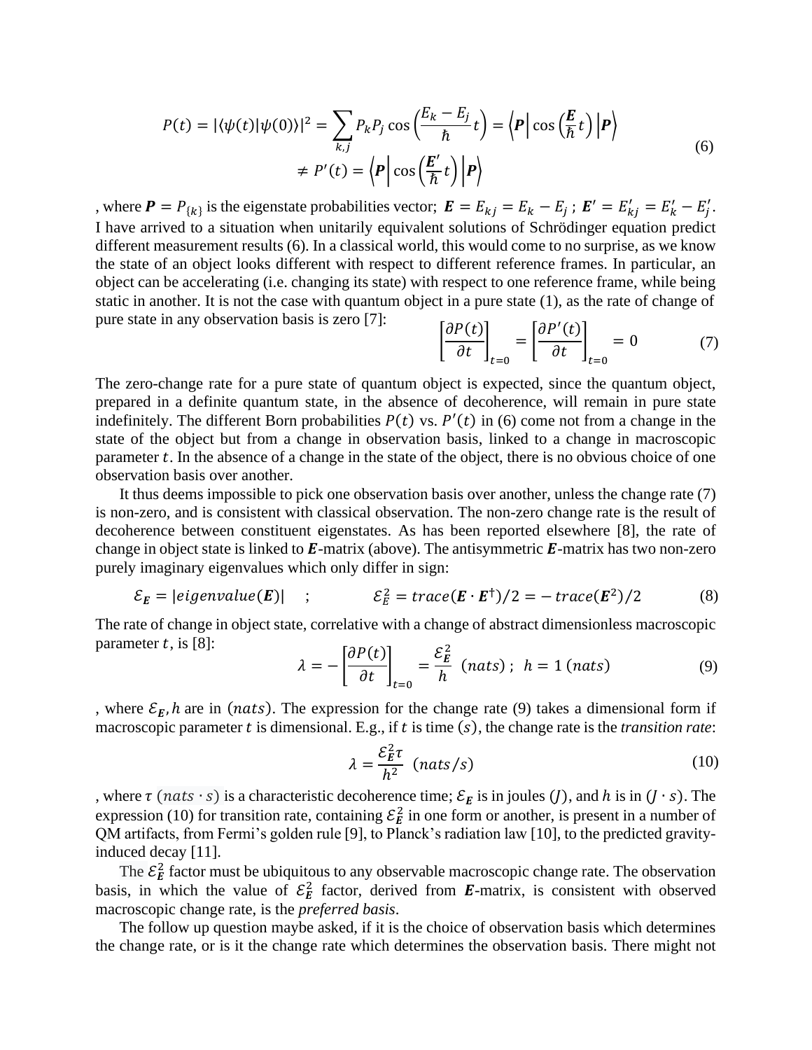$$P(t) = |\langle\psi(t)|\psi(0)\rangle|^2 = \sum_{k,j} P_k P_j \cos\left(\frac{E_k - E_j}{\hbar}t\right) = \left\langle \boldsymbol{P} \middle| \cos\left(\frac{\boldsymbol{E}}{\hbar}t\right) \middle| \boldsymbol{P} \right\rangle$$
$$\neq P'(t) = \left\langle \boldsymbol{P} \middle| \cos\left(\frac{\boldsymbol{E}'}{\hbar}t\right) \middle| \boldsymbol{P} \right\rangle \tag{6}$$

, where $\boldsymbol{P} = P_{\{k\}}$ is the eigenstate probabilities vector; $\boldsymbol{E} = E_{kj} = E_k - E_j$ ; $\boldsymbol{E}' = E'_{kj} = E'_k - E'_j$. I have arrived to a situation when unitarily equivalent solutions of Schrödinger equation predict different measurement results (6). In a classical world, this would come to no surprise, as we know the state of an object looks different with respect to different reference frames. In particular, an object can be accelerating (i.e. changing its state) with respect to one reference frame, while being static in another. It is not the case with quantum object in a pure state (1), as the rate of change of pure state in any observation basis is zero [7]:

$$\left[\frac{\partial P(t)}{\partial t}\right]_{t=0} = \left[\frac{\partial P'(t)}{\partial t}\right]_{t=0} = 0 \tag{7}$$

The zero-change rate for a pure state of quantum object is expected, since the quantum object, prepared in a definite quantum state, in the absence of decoherence, will remain in pure state indefinitely. The different Born probabilities $P(t)$ vs. $P'(t)$ in (6) come not from a change in the state of the object but from a change in observation basis, linked to a change in macroscopic parameter $t$. In the absence of a change in the state of the object, there is no obvious choice of one observation basis over another.

It thus deems impossible to pick one observation basis over another, unless the change rate (7) is non-zero, and is consistent with classical observation. The non-zero change rate is the result of decoherence between constituent eigenstates. As has been reported elsewhere [8], the rate of change in object state is linked to $\boldsymbol{E}$-matrix (above). The antisymmetric $\boldsymbol{E}$-matrix has two non-zero purely imaginary eigenvalues which only differ in sign:

$$\mathcal{E}_{\boldsymbol{E}} = |eigenvalue(\boldsymbol{E})| \quad ; \qquad \mathcal{E}_{E}^2 = trace(\boldsymbol{E} \cdot \boldsymbol{E}^\dagger)/2 = -trace(\boldsymbol{E}^2)/2 \tag{8}$$

The rate of change in object state, correlative with a change of abstract dimensionless macroscopic parameter $t$, is [8]:

$$\lambda = -\left[\frac{\partial P(t)}{\partial t}\right]_{t=0} = \frac{\mathcal{E}_{\boldsymbol{E}}^2}{h} \ (nats) \ ; \ h = 1\ (nats) \tag{9}$$

, where $\mathcal{E}_{\boldsymbol{E}}, h$ are in $(nats)$. The expression for the change rate (9) takes a dimensional form if macroscopic parameter $t$ is dimensional. E.g., if $t$ is time $(s)$, the change rate is the *transition rate*:

$$\lambda = \frac{\mathcal{E}_{\boldsymbol{E}}^2 \tau}{h^2} \ (nats/s) \tag{10}$$

, where $\tau\ (nats \cdot s)$ is a characteristic decoherence time; $\mathcal{E}_{\boldsymbol{E}}$ is in joules $(J)$, and $h$ is in $(J \cdot s)$. The expression (10) for transition rate, containing $\mathcal{E}_{\boldsymbol{E}}^2$ in one form or another, is present in a number of QM artifacts, from Fermi's golden rule [9], to Planck's radiation law [10], to the predicted gravity-induced decay [11].

The $\mathcal{E}_{\boldsymbol{E}}^2$ factor must be ubiquitous to any observable macroscopic change rate. The observation basis, in which the value of $\mathcal{E}_{\boldsymbol{E}}^2$ factor, derived from $\boldsymbol{E}$-matrix, is consistent with observed macroscopic change rate, is the *preferred basis*.

The follow up question maybe asked, if it is the choice of observation basis which determines the change rate, or is it the change rate which determines the observation basis. There might not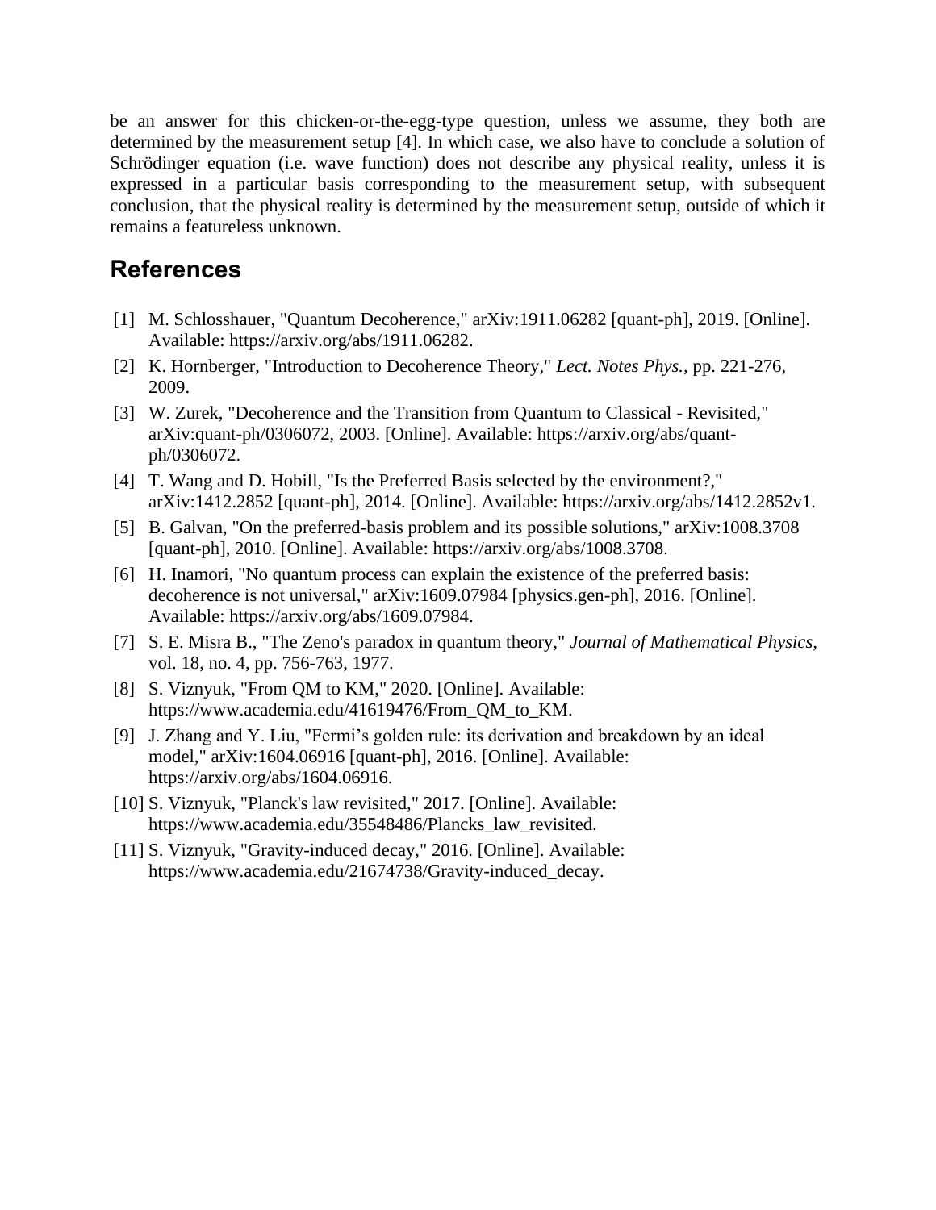be an answer for this chicken-or-the-egg-type question, unless we assume, they both are determined by the measurement setup [4]. In which case, we also have to conclude a solution of Schrödinger equation (i.e. wave function) does not describe any physical reality, unless it is expressed in a particular basis corresponding to the measurement setup, with subsequent conclusion, that the physical reality is determined by the measurement setup, outside of which it remains a featureless unknown.

## References

[1] M. Schlosshauer, "Quantum Decoherence," arXiv:1911.06282 [quant-ph], 2019. [Online]. Available: https://arxiv.org/abs/1911.06282.

[2] K. Hornberger, "Introduction to Decoherence Theory," *Lect. Notes Phys.*, pp. 221-276, 2009.

[3] W. Zurek, "Decoherence and the Transition from Quantum to Classical - Revisited," arXiv:quant-ph/0306072, 2003. [Online]. Available: https://arxiv.org/abs/quant-ph/0306072.

[4] T. Wang and D. Hobill, "Is the Preferred Basis selected by the environment?," arXiv:1412.2852 [quant-ph], 2014. [Online]. Available: https://arxiv.org/abs/1412.2852v1.

[5] B. Galvan, "On the preferred-basis problem and its possible solutions," arXiv:1008.3708 [quant-ph], 2010. [Online]. Available: https://arxiv.org/abs/1008.3708.

[6] H. Inamori, "No quantum process can explain the existence of the preferred basis: decoherence is not universal," arXiv:1609.07984 [physics.gen-ph], 2016. [Online]. Available: https://arxiv.org/abs/1609.07984.

[7] S. E. Misra B., "The Zeno's paradox in quantum theory," *Journal of Mathematical Physics*, vol. 18, no. 4, pp. 756-763, 1977.

[8] S. Viznyuk, "From QM to KM," 2020. [Online]. Available: https://www.academia.edu/41619476/From_QM_to_KM.

[9] J. Zhang and Y. Liu, "Fermi's golden rule: its derivation and breakdown by an ideal model," arXiv:1604.06916 [quant-ph], 2016. [Online]. Available: https://arxiv.org/abs/1604.06916.

[10] S. Viznyuk, "Planck's law revisited," 2017. [Online]. Available: https://www.academia.edu/35548486/Plancks_law_revisited.

[11] S. Viznyuk, "Gravity-induced decay," 2016. [Online]. Available: https://www.academia.edu/21674738/Gravity-induced_decay.